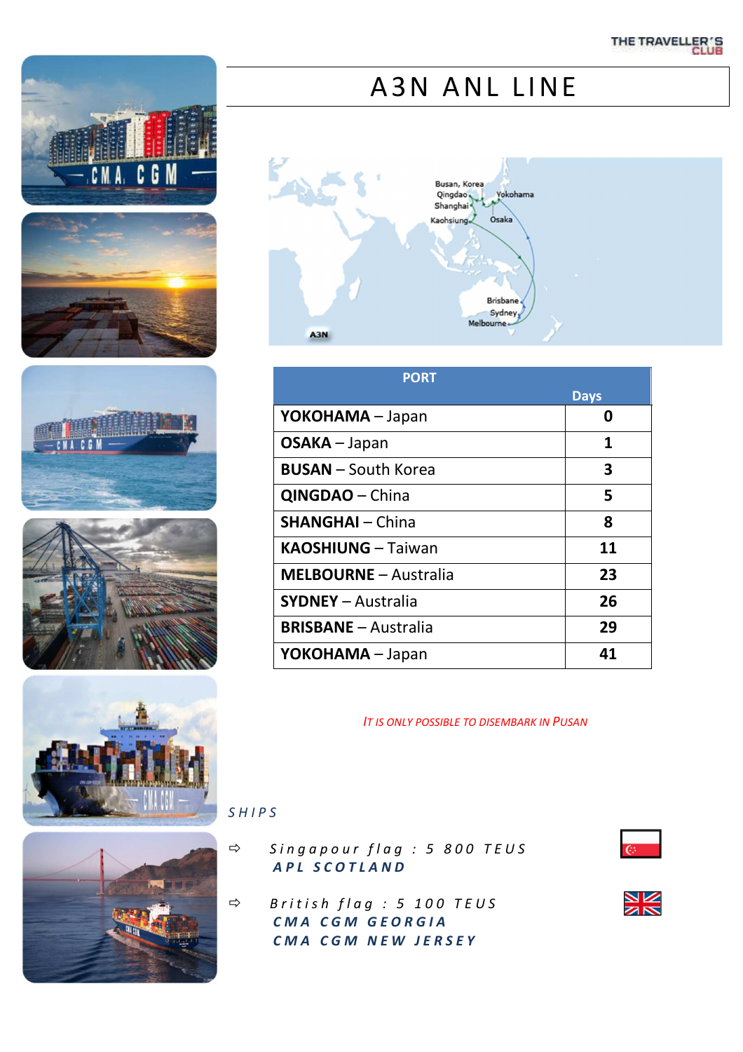# A3N ANL LINE

Busan, Korea
Qingdao
Shanghai
Kaohsiung
Yokohama
Osaka
Brisbane
Sydney
Melbourne
A3N

| PORT | Days |
|---|---|
| **YOKOHAMA** – Japan | **0** |
| **OSAKA** – Japan | **1** |
| **BUSAN** – South Korea | **3** |
| **QINGDAO** – China | **5** |
| **SHANGHAI** – China | **8** |
| **KAOSHIUNG** – Taiwan | **11** |
| **MELBOURNE** – Australia | **23** |
| **SYDNEY** – Australia | **26** |
| **BRISBANE** – Australia | **29** |
| **YOKOHAMA** – Japan | **41** |

*IT IS ONLY POSSIBLE TO DISEMBARK IN PUSAN*

*SHIPS*

- *Singapour flag : 5 800 TEUS*
  ***APL SCOTLAND***
- *British flag : 5 100 TEUS*
  ***CMA CGM GEORGIA***
  ***CMA CGM NEW JERSEY***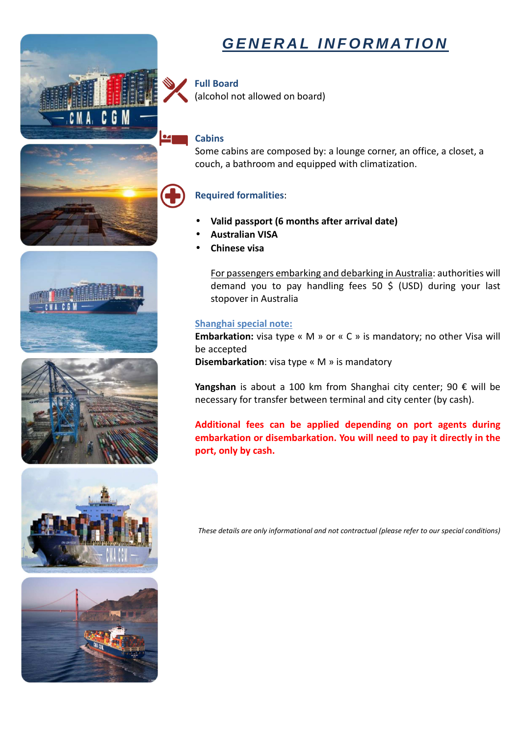# GENERAL INFORMATION

**Full Board**
(alcohol not allowed on board)

**Cabins**
Some cabins are composed by: a lounge corner, an office, a closet, a couch, a bathroom and equipped with climatization.

**Required formalities**:

- **Valid passport (6 months after arrival date)**
- **Australian VISA**
- **Chinese visa**

For passengers embarking and debarking in Australia: authorities will demand you to pay handling fees 50 $ (USD) during your last stopover in Australia

**Shanghai special note:**
**Embarkation:** visa type « M » or « C » is mandatory; no other Visa will be accepted
**Disembarkation**: visa type « M » is mandatory

**Yangshan** is about a 100 km from Shanghai city center; 90 € will be necessary for transfer between terminal and city center (by cash).

**Additional fees can be applied depending on port agents during embarkation or disembarkation. You will need to pay it directly in the port, only by cash.**

*These details are only informational and not contractual (please refer to our special conditions)*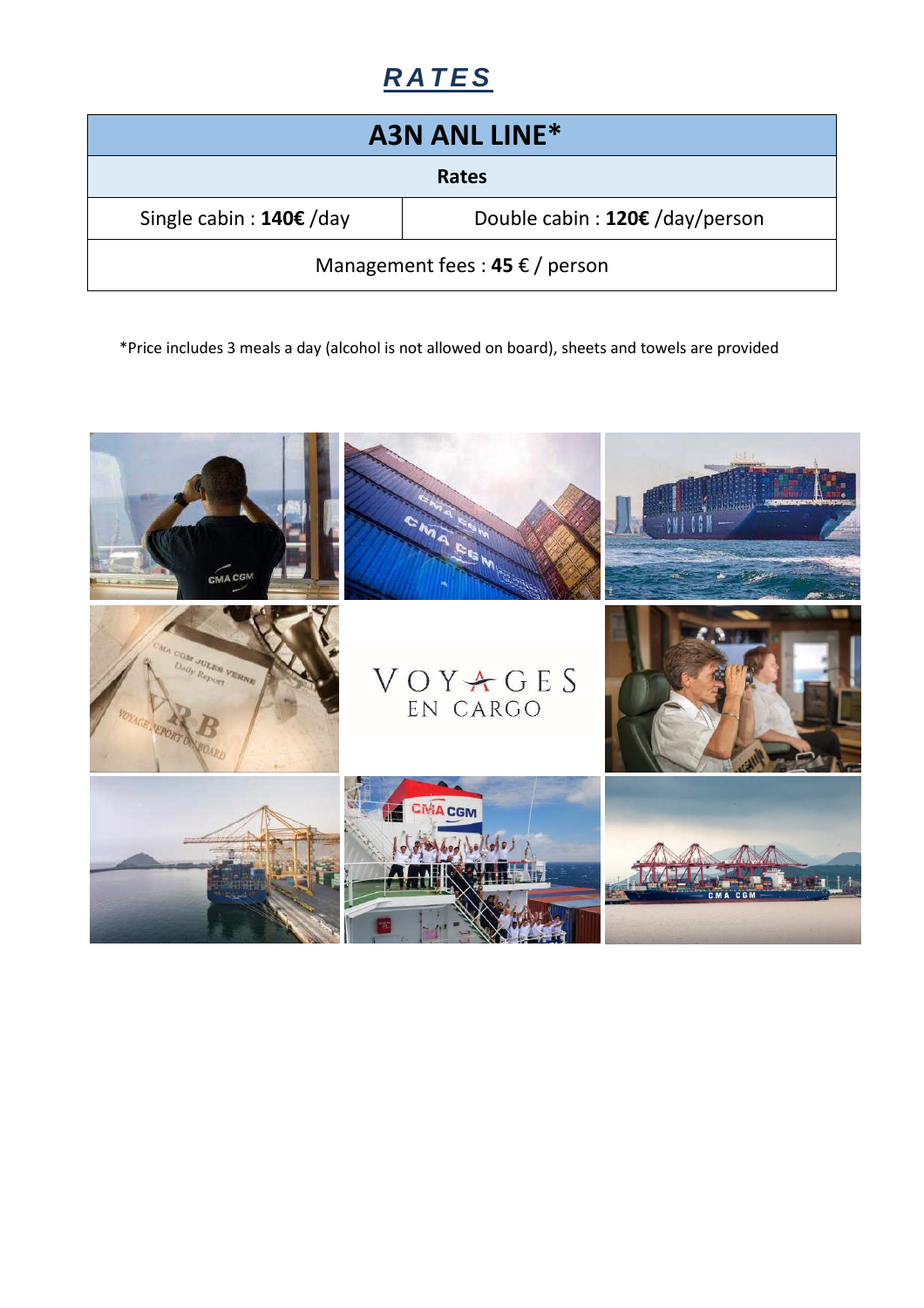# ***RATES***

| A3N ANL LINE* | |
|---|---|
| **Rates** | |
| Single cabin : **140€** /day | Double cabin : **120€** /day/person |
| Management fees : **45** € / person | |

*Price includes 3 meals a day (alcohol is not allowed on board), sheets and towels are provided